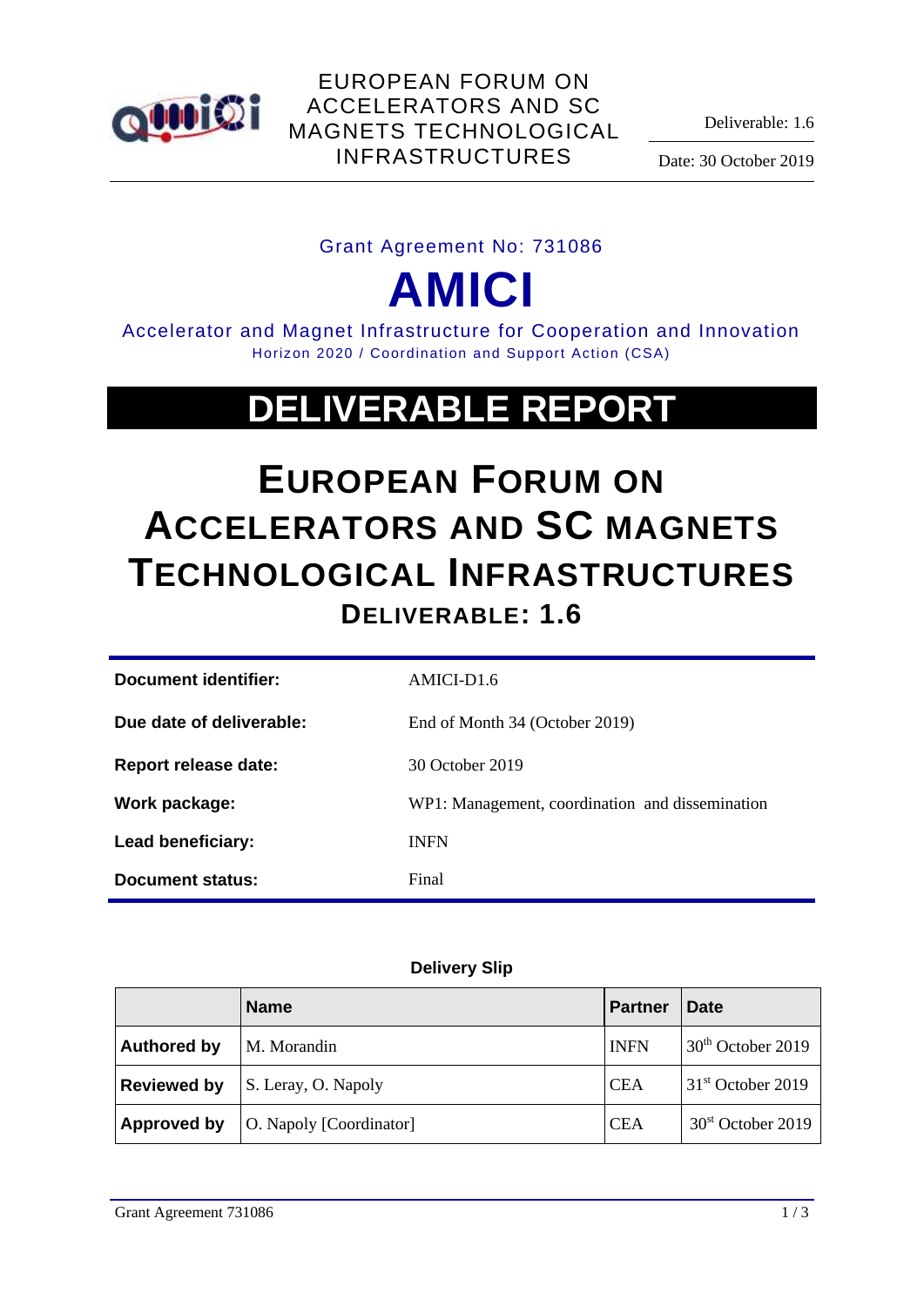EUROPEAN FORUM ON ACCELERATORS AND SC MAGNETS TECHNOLOGICAL INFRASTRUCTURES

Deliverable: 1.6

Date: 30 October 2019

Grant Agreement No: 731086

# AMICI

Accelerator and Magnet Infrastructure for Cooperation and Innovation

Horizon 2020 / Coordination and Support Action (CSA)

# DELIVERABLE REPORT

# EUROPEAN FORUM ON ACCELERATORS AND SC MAGNETS TECHNOLOGICAL INFRASTRUCTURES

## DELIVERABLE: 1.6

| | |
|---|---|
| **Document identifier:** | AMICI-D1.6 |
| **Due date of deliverable:** | End of Month 34 (October 2019) |
| **Report release date:** | 30 October 2019 |
| **Work package:** | WP1: Management, coordination and dissemination |
| **Lead beneficiary:** | INFN |
| **Document status:** | Final |

**Delivery Slip**

| | Name | Partner | Date |
|---|---|---|---|
| **Authored by** | M. Morandin | INFN | 30th October 2019 |
| **Reviewed by** | S. Leray, O. Napoly | CEA | 31st October 2019 |
| **Approved by** | O. Napoly [Coordinator] | CEA | 30st October 2019 |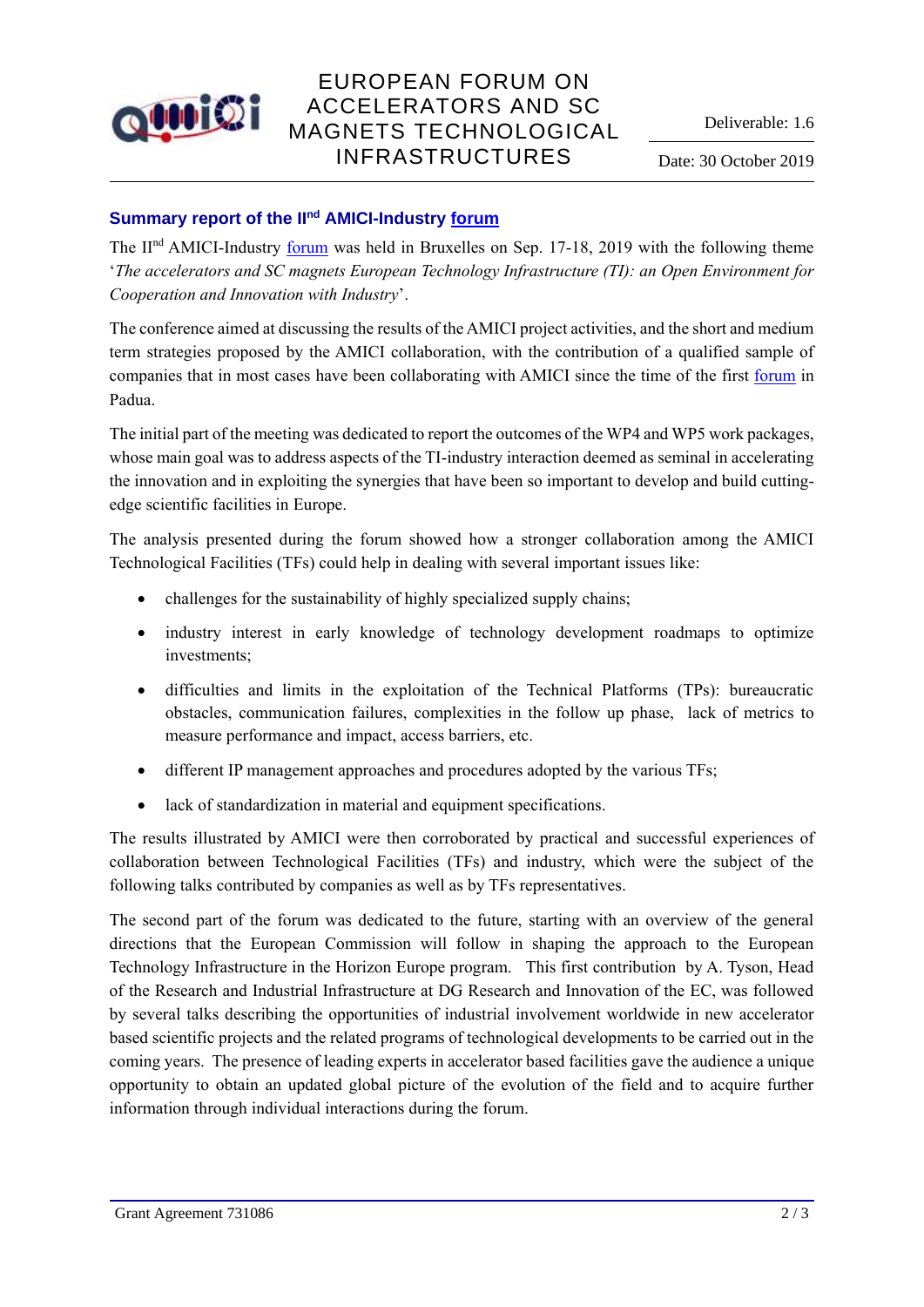## Summary report of the II[nd] AMICI-Industry forum

The II[nd] AMICI-Industry forum was held in Bruxelles on Sep. 17-18, 2019 with the following theme '*The accelerators and SC magnets European Technology Infrastructure (TI): an Open Environment for Cooperation and Innovation with Industry*'.

The conference aimed at discussing the results of the AMICI project activities, and the short and medium term strategies proposed by the AMICI collaboration, with the contribution of a qualified sample of companies that in most cases have been collaborating with AMICI since the time of the first forum in Padua.

The initial part of the meeting was dedicated to report the outcomes of the WP4 and WP5 work packages, whose main goal was to address aspects of the TI-industry interaction deemed as seminal in accelerating the innovation and in exploiting the synergies that have been so important to develop and build cutting-edge scientific facilities in Europe.

The analysis presented during the forum showed how a stronger collaboration among the AMICI Technological Facilities (TFs) could help in dealing with several important issues like:

- challenges for the sustainability of highly specialized supply chains;
- industry interest in early knowledge of technology development roadmaps to optimize investments;
- difficulties and limits in the exploitation of the Technical Platforms (TPs): bureaucratic obstacles, communication failures, complexities in the follow up phase, lack of metrics to measure performance and impact, access barriers, etc.
- different IP management approaches and procedures adopted by the various TFs;
- lack of standardization in material and equipment specifications.

The results illustrated by AMICI were then corroborated by practical and successful experiences of collaboration between Technological Facilities (TFs) and industry, which were the subject of the following talks contributed by companies as well as by TFs representatives.

The second part of the forum was dedicated to the future, starting with an overview of the general directions that the European Commission will follow in shaping the approach to the European Technology Infrastructure in the Horizon Europe program. This first contribution by A. Tyson, Head of the Research and Industrial Infrastructure at DG Research and Innovation of the EC, was followed by several talks describing the opportunities of industrial involvement worldwide in new accelerator based scientific projects and the related programs of technological developments to be carried out in the coming years. The presence of leading experts in accelerator based facilities gave the audience a unique opportunity to obtain an updated global picture of the evolution of the field and to acquire further information through individual interactions during the forum.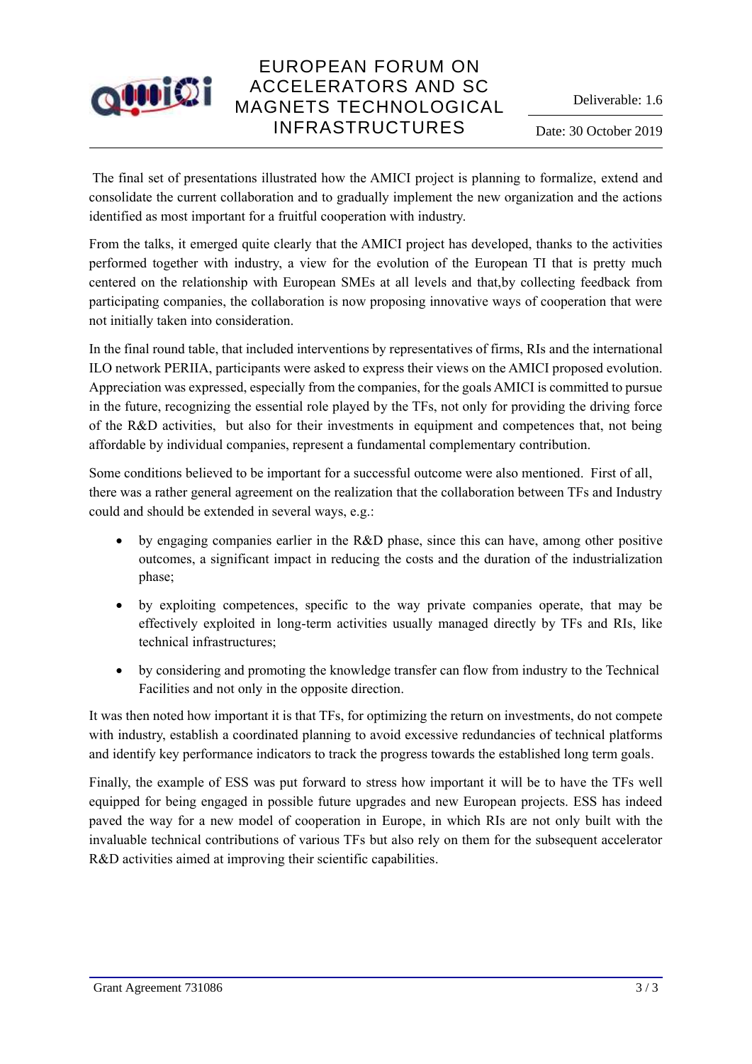The final set of presentations illustrated how the AMICI project is planning to formalize, extend and consolidate the current collaboration and to gradually implement the new organization and the actions identified as most important for a fruitful cooperation with industry.

From the talks, it emerged quite clearly that the AMICI project has developed, thanks to the activities performed together with industry, a view for the evolution of the European TI that is pretty much centered on the relationship with European SMEs at all levels and that,by collecting feedback from participating companies, the collaboration is now proposing innovative ways of cooperation that were not initially taken into consideration.

In the final round table, that included interventions by representatives of firms, RIs and the international ILO network PERIIA, participants were asked to express their views on the AMICI proposed evolution. Appreciation was expressed, especially from the companies, for the goals AMICI is committed to pursue in the future, recognizing the essential role played by the TFs, not only for providing the driving force of the R&D activities, but also for their investments in equipment and competences that, not being affordable by individual companies, represent a fundamental complementary contribution.

Some conditions believed to be important for a successful outcome were also mentioned. First of all, there was a rather general agreement on the realization that the collaboration between TFs and Industry could and should be extended in several ways, e.g.:

- by engaging companies earlier in the R&D phase, since this can have, among other positive outcomes, a significant impact in reducing the costs and the duration of the industrialization phase;
- by exploiting competences, specific to the way private companies operate, that may be effectively exploited in long-term activities usually managed directly by TFs and RIs, like technical infrastructures;
- by considering and promoting the knowledge transfer can flow from industry to the Technical Facilities and not only in the opposite direction.

It was then noted how important it is that TFs, for optimizing the return on investments, do not compete with industry, establish a coordinated planning to avoid excessive redundancies of technical platforms and identify key performance indicators to track the progress towards the established long term goals.

Finally, the example of ESS was put forward to stress how important it will be to have the TFs well equipped for being engaged in possible future upgrades and new European projects. ESS has indeed paved the way for a new model of cooperation in Europe, in which RIs are not only built with the invaluable technical contributions of various TFs but also rely on them for the subsequent accelerator R&D activities aimed at improving their scientific capabilities.